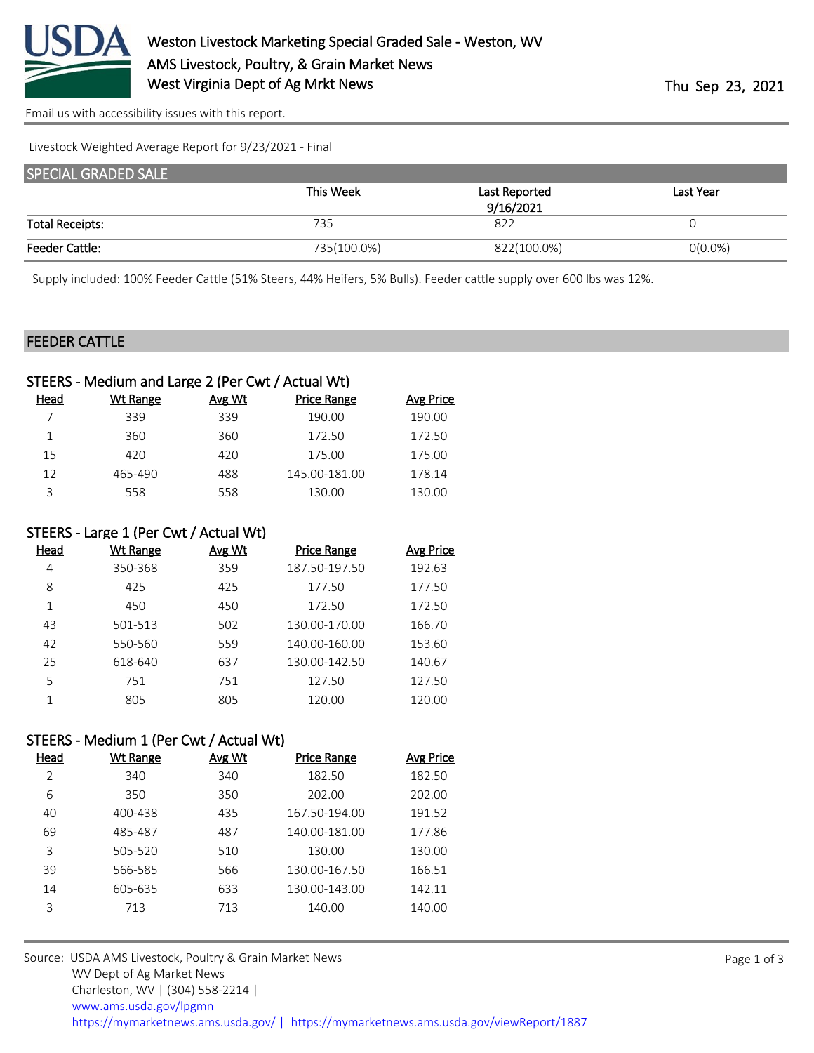# Weston Livestock Marketing Special Graded Sale - Weston, WV
## AMS Livestock, Poultry, & Grain Market News
## West Virginia Dept of Ag Mrkt News

Thu Sep 23, 2021

Email us with accessibility issues with this report.

Livestock Weighted Average Report for 9/23/2021 - Final

## SPECIAL GRADED SALE

| | This Week | Last Reported 9/16/2021 | Last Year |
|---|---|---|---|
| Total Receipts: | 735 | 822 | 0 |
| Feeder Cattle: | 735(100.0%) | 822(100.0%) | 0(0.0%) |

Supply included: 100% Feeder Cattle (51% Steers, 44% Heifers, 5% Bulls). Feeder cattle supply over 600 lbs was 12%.

## FEEDER CATTLE

### STEERS - Medium and Large 2 (Per Cwt / Actual Wt)

| Head | Wt Range | Avg Wt | Price Range | Avg Price |
|---|---|---|---|---|
| 7 | 339 | 339 | 190.00 | 190.00 |
| 1 | 360 | 360 | 172.50 | 172.50 |
| 15 | 420 | 420 | 175.00 | 175.00 |
| 12 | 465-490 | 488 | 145.00-181.00 | 178.14 |
| 3 | 558 | 558 | 130.00 | 130.00 |

### STEERS - Large 1 (Per Cwt / Actual Wt)

| Head | Wt Range | Avg Wt | Price Range | Avg Price |
|---|---|---|---|---|
| 4 | 350-368 | 359 | 187.50-197.50 | 192.63 |
| 8 | 425 | 425 | 177.50 | 177.50 |
| 1 | 450 | 450 | 172.50 | 172.50 |
| 43 | 501-513 | 502 | 130.00-170.00 | 166.70 |
| 42 | 550-560 | 559 | 140.00-160.00 | 153.60 |
| 25 | 618-640 | 637 | 130.00-142.50 | 140.67 |
| 5 | 751 | 751 | 127.50 | 127.50 |
| 1 | 805 | 805 | 120.00 | 120.00 |

### STEERS - Medium 1 (Per Cwt / Actual Wt)

| Head | Wt Range | Avg Wt | Price Range | Avg Price |
|---|---|---|---|---|
| 2 | 340 | 340 | 182.50 | 182.50 |
| 6 | 350 | 350 | 202.00 | 202.00 |
| 40 | 400-438 | 435 | 167.50-194.00 | 191.52 |
| 69 | 485-487 | 487 | 140.00-181.00 | 177.86 |
| 3 | 505-520 | 510 | 130.00 | 130.00 |
| 39 | 566-585 | 566 | 130.00-167.50 | 166.51 |
| 14 | 605-635 | 633 | 130.00-143.00 | 142.11 |
| 3 | 713 | 713 | 140.00 | 140.00 |

Source: USDA AMS Livestock, Poultry & Grain Market News
WV Dept of Ag Market News
Charleston, WV | (304) 558-2214 |
www.ams.usda.gov/lpgmn
https://mymarketnews.ams.usda.gov/ | https://mymarketnews.ams.usda.gov/viewReport/1887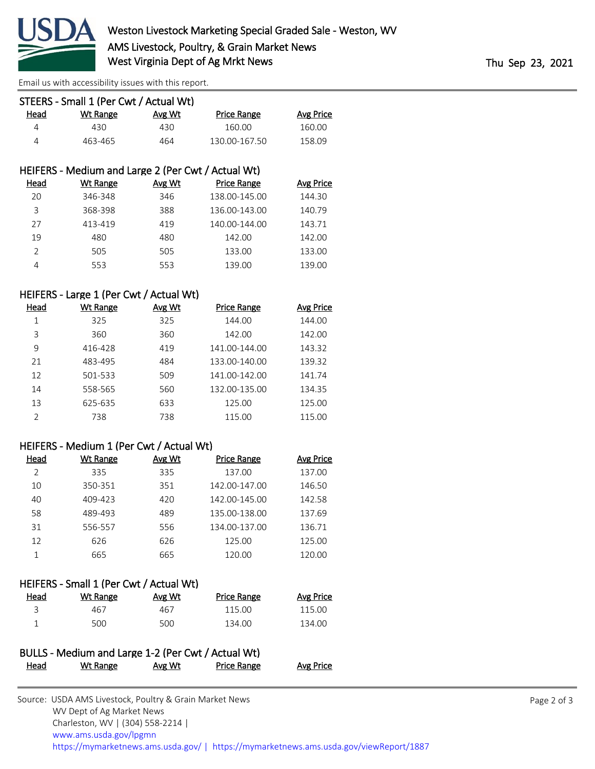### STEERS - Small 1 (Per Cwt / Actual Wt)

| Head | Wt Range | Avg Wt | Price Range | Avg Price |
|---|---|---|---|---|
| 4 | 430 | 430 | 160.00 | 160.00 |
| 4 | 463-465 | 464 | 130.00-167.50 | 158.09 |

### HEIFERS - Medium and Large 2 (Per Cwt / Actual Wt)

| Head | Wt Range | Avg Wt | Price Range | Avg Price |
|---|---|---|---|---|
| 20 | 346-348 | 346 | 138.00-145.00 | 144.30 |
| 3 | 368-398 | 388 | 136.00-143.00 | 140.79 |
| 27 | 413-419 | 419 | 140.00-144.00 | 143.71 |
| 19 | 480 | 480 | 142.00 | 142.00 |
| 2 | 505 | 505 | 133.00 | 133.00 |
| 4 | 553 | 553 | 139.00 | 139.00 |

### HEIFERS - Large 1 (Per Cwt / Actual Wt)

| Head | Wt Range | Avg Wt | Price Range | Avg Price |
|---|---|---|---|---|
| 1 | 325 | 325 | 144.00 | 144.00 |
| 3 | 360 | 360 | 142.00 | 142.00 |
| 9 | 416-428 | 419 | 141.00-144.00 | 143.32 |
| 21 | 483-495 | 484 | 133.00-140.00 | 139.32 |
| 12 | 501-533 | 509 | 141.00-142.00 | 141.74 |
| 14 | 558-565 | 560 | 132.00-135.00 | 134.35 |
| 13 | 625-635 | 633 | 125.00 | 125.00 |
| 2 | 738 | 738 | 115.00 | 115.00 |

### HEIFERS - Medium 1 (Per Cwt / Actual Wt)

| Head | Wt Range | Avg Wt | Price Range | Avg Price |
|---|---|---|---|---|
| 2 | 335 | 335 | 137.00 | 137.00 |
| 10 | 350-351 | 351 | 142.00-147.00 | 146.50 |
| 40 | 409-423 | 420 | 142.00-145.00 | 142.58 |
| 58 | 489-493 | 489 | 135.00-138.00 | 137.69 |
| 31 | 556-557 | 556 | 134.00-137.00 | 136.71 |
| 12 | 626 | 626 | 125.00 | 125.00 |
| 1 | 665 | 665 | 120.00 | 120.00 |

### HEIFERS - Small 1 (Per Cwt / Actual Wt)

| Head | Wt Range | Avg Wt | Price Range | Avg Price |
|---|---|---|---|---|
| 3 | 467 | 467 | 115.00 | 115.00 |
| 1 | 500 | 500 | 134.00 | 134.00 |

### BULLS - Medium and Large 1-2 (Per Cwt / Actual Wt)

| Head | Wt Range | Avg Wt | Price Range | Avg Price |
|---|---|---|---|---|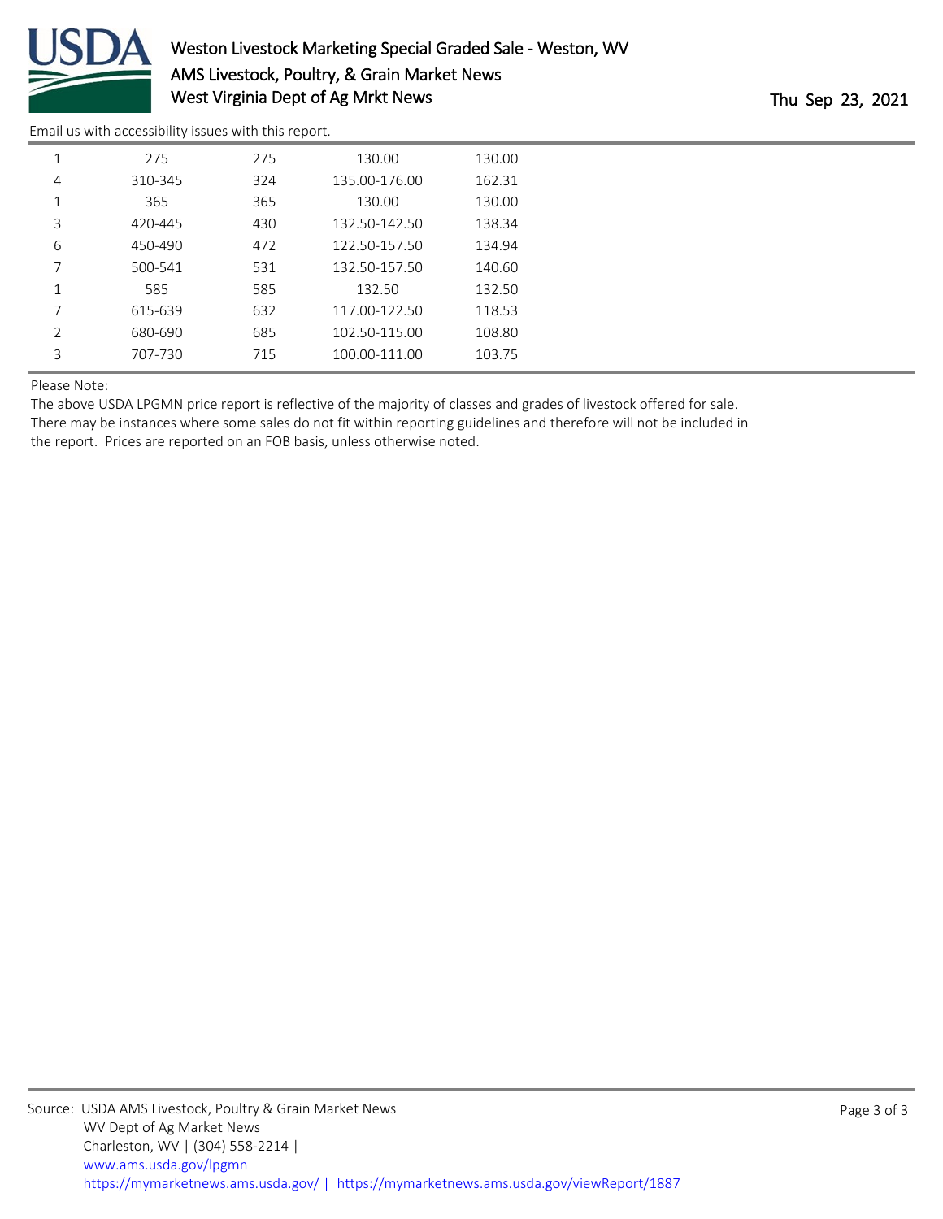Email us with accessibility issues with this report.

| | | | | |
|---|---|---|---|---|
| 1 | 275 | 275 | 130.00 | 130.00 |
| 4 | 310-345 | 324 | 135.00-176.00 | 162.31 |
| 1 | 365 | 365 | 130.00 | 130.00 |
| 3 | 420-445 | 430 | 132.50-142.50 | 138.34 |
| 6 | 450-490 | 472 | 122.50-157.50 | 134.94 |
| 7 | 500-541 | 531 | 132.50-157.50 | 140.60 |
| 1 | 585 | 585 | 132.50 | 132.50 |
| 7 | 615-639 | 632 | 117.00-122.50 | 118.53 |
| 2 | 680-690 | 685 | 102.50-115.00 | 108.80 |
| 3 | 707-730 | 715 | 100.00-111.00 | 103.75 |

Please Note:

The above USDA LPGMN price report is reflective of the majority of classes and grades of livestock offered for sale. There may be instances where some sales do not fit within reporting guidelines and therefore will not be included in the report. Prices are reported on an FOB basis, unless otherwise noted.

Source: USDA AMS Livestock, Poultry & Grain Market News
WV Dept of Ag Market News
Charleston, WV | (304) 558-2214 |
www.ams.usda.gov/lpgmn
https://mymarketnews.ams.usda.gov/ | https://mymarketnews.ams.usda.gov/viewReport/1887